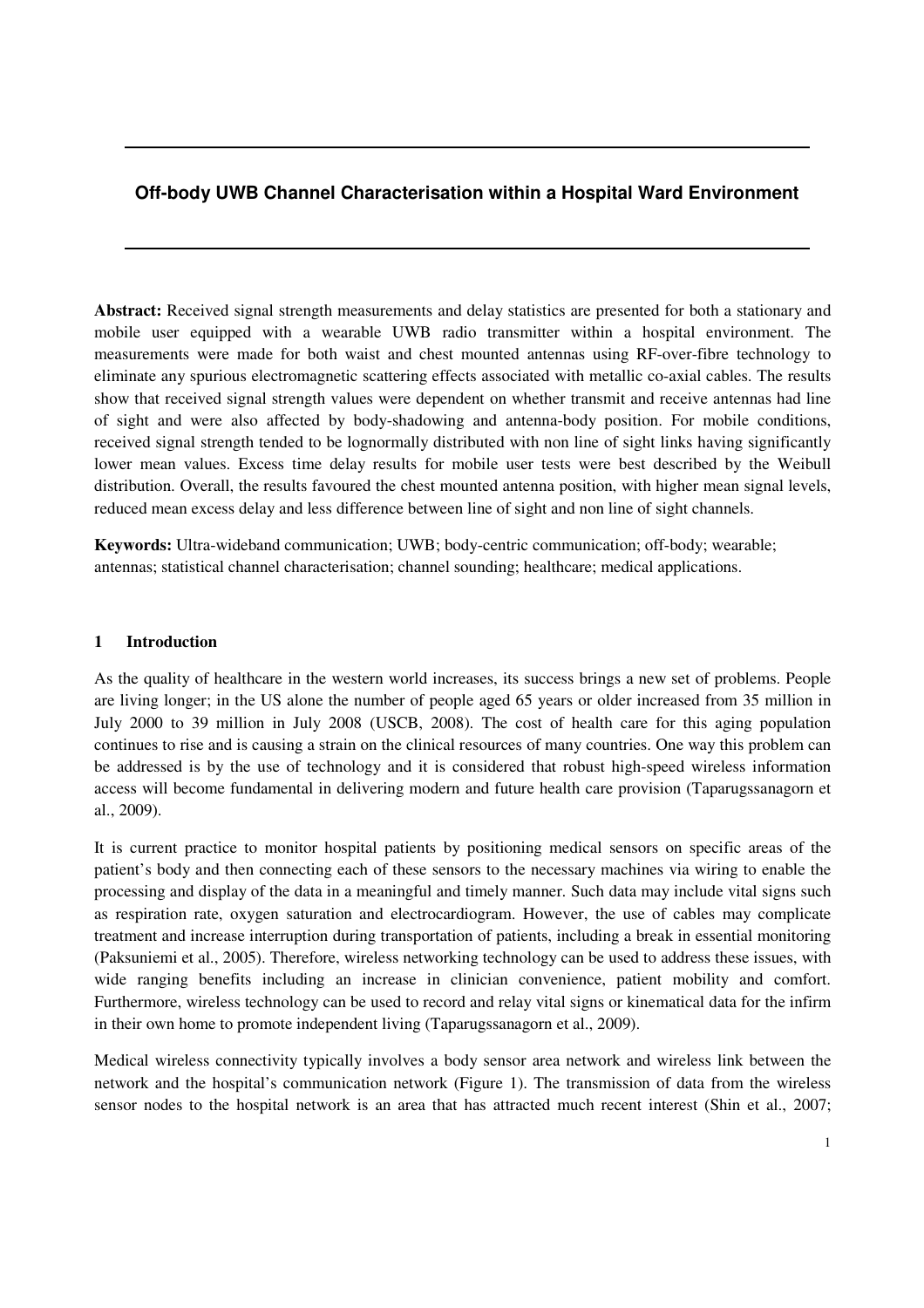# Off-body UWB Channel Characterisation within a Hospital Ward Environment

**Abstract:** Received signal strength measurements and delay statistics are presented for both a stationary and mobile user equipped with a wearable UWB radio transmitter within a hospital environment. The measurements were made for both waist and chest mounted antennas using RF-over-fibre technology to eliminate any spurious electromagnetic scattering effects associated with metallic co-axial cables. The results show that received signal strength values were dependent on whether transmit and receive antennas had line of sight and were also affected by body-shadowing and antenna-body position. For mobile conditions, received signal strength tended to be lognormally distributed with non line of sight links having significantly lower mean values. Excess time delay results for mobile user tests were best described by the Weibull distribution. Overall, the results favoured the chest mounted antenna position, with higher mean signal levels, reduced mean excess delay and less difference between line of sight and non line of sight channels.

**Keywords:** Ultra-wideband communication; UWB; body-centric communication; off-body; wearable; antennas; statistical channel characterisation; channel sounding; healthcare; medical applications.

## 1 Introduction

As the quality of healthcare in the western world increases, its success brings a new set of problems. People are living longer; in the US alone the number of people aged 65 years or older increased from 35 million in July 2000 to 39 million in July 2008 (USCB, 2008). The cost of health care for this aging population continues to rise and is causing a strain on the clinical resources of many countries. One way this problem can be addressed is by the use of technology and it is considered that robust high-speed wireless information access will become fundamental in delivering modern and future health care provision (Taparugssanagorn et al., 2009).

It is current practice to monitor hospital patients by positioning medical sensors on specific areas of the patient's body and then connecting each of these sensors to the necessary machines via wiring to enable the processing and display of the data in a meaningful and timely manner. Such data may include vital signs such as respiration rate, oxygen saturation and electrocardiogram. However, the use of cables may complicate treatment and increase interruption during transportation of patients, including a break in essential monitoring (Paksuniemi et al., 2005). Therefore, wireless networking technology can be used to address these issues, with wide ranging benefits including an increase in clinician convenience, patient mobility and comfort. Furthermore, wireless technology can be used to record and relay vital signs or kinematical data for the infirm in their own home to promote independent living (Taparugssanagorn et al., 2009).

Medical wireless connectivity typically involves a body sensor area network and wireless link between the network and the hospital's communication network (Figure 1). The transmission of data from the wireless sensor nodes to the hospital network is an area that has attracted much recent interest (Shin et al., 2007;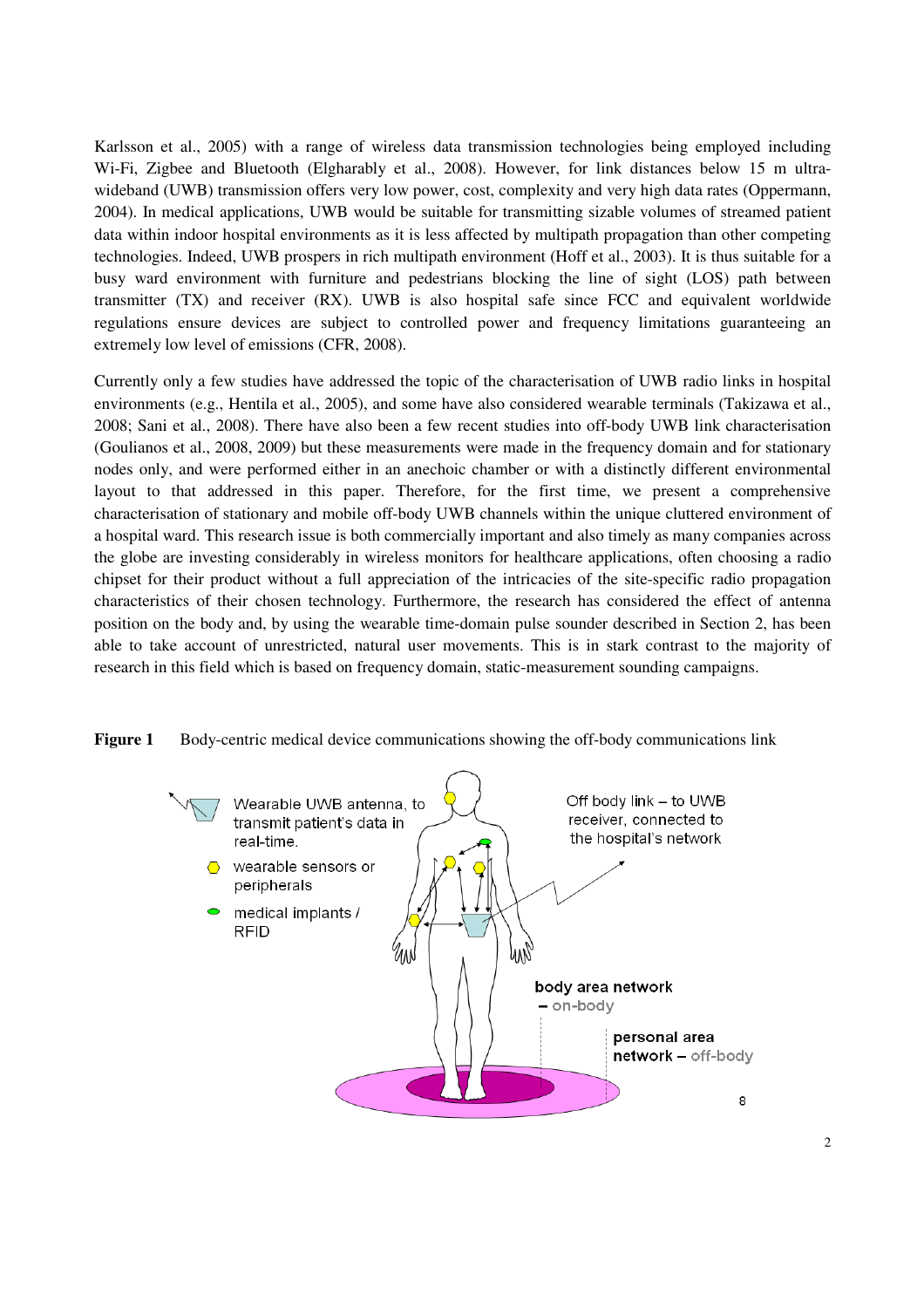Karlsson et al., 2005) with a range of wireless data transmission technologies being employed including Wi-Fi, Zigbee and Bluetooth (Elgharably et al., 2008). However, for link distances below 15 m ultra-wideband (UWB) transmission offers very low power, cost, complexity and very high data rates (Oppermann, 2004). In medical applications, UWB would be suitable for transmitting sizable volumes of streamed patient data within indoor hospital environments as it is less affected by multipath propagation than other competing technologies. Indeed, UWB prospers in rich multipath environment (Hoff et al., 2003). It is thus suitable for a busy ward environment with furniture and pedestrians blocking the line of sight (LOS) path between transmitter (TX) and receiver (RX). UWB is also hospital safe since FCC and equivalent worldwide regulations ensure devices are subject to controlled power and frequency limitations guaranteeing an extremely low level of emissions (CFR, 2008).

Currently only a few studies have addressed the topic of the characterisation of UWB radio links in hospital environments (e.g., Hentila et al., 2005), and some have also considered wearable terminals (Takizawa et al., 2008; Sani et al., 2008). There have also been a few recent studies into off-body UWB link characterisation (Goulianos et al., 2008, 2009) but these measurements were made in the frequency domain and for stationary nodes only, and were performed either in an anechoic chamber or with a distinctly different environmental layout to that addressed in this paper. Therefore, for the first time, we present a comprehensive characterisation of stationary and mobile off-body UWB channels within the unique cluttered environment of a hospital ward. This research issue is both commercially important and also timely as many companies across the globe are investing considerably in wireless monitors for healthcare applications, often choosing a radio chipset for their product without a full appreciation of the intricacies of the site-specific radio propagation characteristics of their chosen technology. Furthermore, the research has considered the effect of antenna position on the body and, by using the wearable time-domain pulse sounder described in Section 2, has been able to take account of unrestricted, natural user movements. This is in stark contrast to the majority of research in this field which is based on frequency domain, static-measurement sounding campaigns.

**Figure 1** Body-centric medical device communications showing the off-body communications link

Wearable UWB antenna, to transmit patient's data in real-time.

wearable sensors or peripherals

medical implants / RFID

Off body link – to UWB receiver, connected to the hospital's network

body area network – on-body

personal area network – off-body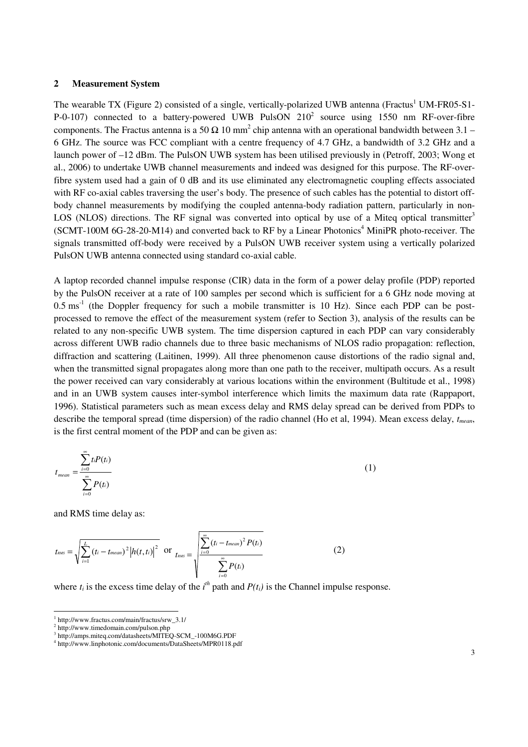## 2 Measurement System

The wearable TX (Figure 2) consisted of a single, vertically-polarized UWB antenna (Fractus[1] UM-FR05-S1-P-0-107) connected to a battery-powered UWB PulsON 210[2] source using 1550 nm RF-over-fibre components. The Fractus antenna is a 50 Ω 10 mm$^2$ chip antenna with an operational bandwidth between 3.1 – 6 GHz. The source was FCC compliant with a centre frequency of 4.7 GHz, a bandwidth of 3.2 GHz and a launch power of –12 dBm. The PulsON UWB system has been utilised previously in (Petroff, 2003; Wong et al., 2006) to undertake UWB channel measurements and indeed was designed for this purpose. The RF-over-fibre system used had a gain of 0 dB and its use eliminated any electromagnetic coupling effects associated with RF co-axial cables traversing the user's body. The presence of such cables has the potential to distort off-body channel measurements by modifying the coupled antenna-body radiation pattern, particularly in non-LOS (NLOS) directions. The RF signal was converted into optical by use of a Miteq optical transmitter[3] (SCMT-100M 6G-28-20-M14) and converted back to RF by a Linear Photonics[4] MiniPR photo-receiver. The signals transmitted off-body were received by a PulsON UWB receiver system using a vertically polarized PulsON UWB antenna connected using standard co-axial cable.

A laptop recorded channel impulse response (CIR) data in the form of a power delay profile (PDP) reported by the PulsON receiver at a rate of 100 samples per second which is sufficient for a 6 GHz node moving at 0.5 ms$^{-1}$ (the Doppler frequency for such a mobile transmitter is 10 Hz). Since each PDP can be post-processed to remove the effect of the measurement system (refer to Section 3), analysis of the results can be related to any non-specific UWB system. The time dispersion captured in each PDP can vary considerably across different UWB radio channels due to three basic mechanisms of NLOS radio propagation: reflection, diffraction and scattering (Laitinen, 1999). All three phenomenon cause distortions of the radio signal and, when the transmitted signal propagates along more than one path to the receiver, multipath occurs. As a result the power received can vary considerably at various locations within the environment (Bultitude et al., 1998) and in an UWB system causes inter-symbol interference which limits the maximum data rate (Rappaport, 1996). Statistical parameters such as mean excess delay and RMS delay spread can be derived from PDPs to describe the temporal spread (time dispersion) of the radio channel (Ho et al, 1994). Mean excess delay, $t_{mean}$, is the first central moment of the PDP and can be given as:

$$t_{mean} = \frac{\sum_{i=0}^{\infty} t_i P(t_i)}{\sum_{i=0}^{\infty} P(t_i)} \qquad (1)$$

and RMS time delay as:

$$t_{RMS} = \sqrt{\sum_{i=1}^{L} (t_i - t_{mean})^2 \left| h(t, t_i) \right|^2} \quad \text{or} \quad t_{RMS} = \sqrt{\frac{\sum_{i=0}^{\infty} (t_i - t_{mean})^2 P(t_i)}{\sum_{i=0}^{\infty} P(t_i)}} \qquad (2)$$

where $t_i$ is the excess time delay of the $i^{th}$ path and $P(t_i)$ is the Channel impulse response.

---

[1] http://www.fractus.com/main/fractus/srw_3.1/

[2] http://www.timedomain.com/pulson.php

[3] http://amps.miteq.com/datasheets/MITEQ-SCM_-100M6G.PDF

[4] http://www.linphotonic.com/documents/DataSheets/MPR0118.pdf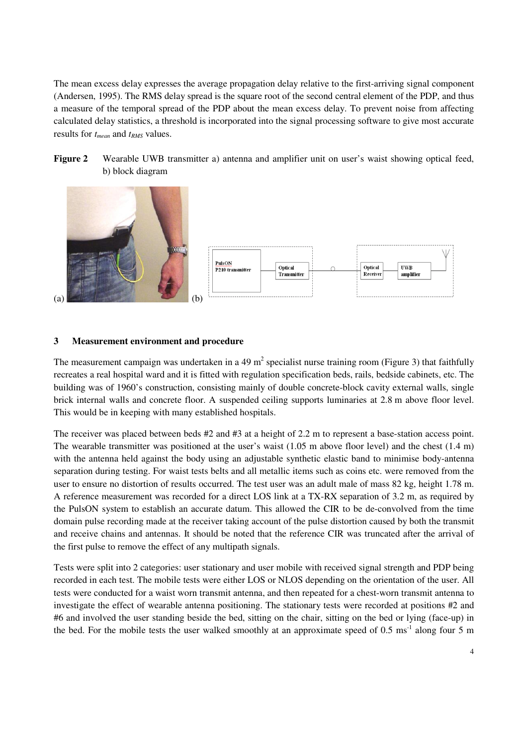The mean excess delay expresses the average propagation delay relative to the first-arriving signal component (Andersen, 1995). The RMS delay spread is the square root of the second central element of the PDP, and thus a measure of the temporal spread of the PDP about the mean excess delay. To prevent noise from affecting calculated delay statistics, a threshold is incorporated into the signal processing software to give most accurate results for $t_{mean}$ and $t_{RMS}$ values.

**Figure 2** Wearable UWB transmitter a) antenna and amplifier unit on user's waist showing optical feed, b) block diagram

(a) (b)

## 3 Measurement environment and procedure

The measurement campaign was undertaken in a 49 $m^2$ specialist nurse training room (Figure 3) that faithfully recreates a real hospital ward and it is fitted with regulation specification beds, rails, bedside cabinets, etc. The building was of 1960's construction, consisting mainly of double concrete-block cavity external walls, single brick internal walls and concrete floor. A suspended ceiling supports luminaries at 2.8 m above floor level. This would be in keeping with many established hospitals.

The receiver was placed between beds #2 and #3 at a height of 2.2 m to represent a base-station access point. The wearable transmitter was positioned at the user's waist (1.05 m above floor level) and the chest (1.4 m) with the antenna held against the body using an adjustable synthetic elastic band to minimise body-antenna separation during testing. For waist tests belts and all metallic items such as coins etc. were removed from the user to ensure no distortion of results occurred. The test user was an adult male of mass 82 kg, height 1.78 m. A reference measurement was recorded for a direct LOS link at a TX-RX separation of 3.2 m, as required by the PulsON system to establish an accurate datum. This allowed the CIR to be de-convolved from the time domain pulse recording made at the receiver taking account of the pulse distortion caused by both the transmit and receive chains and antennas. It should be noted that the reference CIR was truncated after the arrival of the first pulse to remove the effect of any multipath signals.

Tests were split into 2 categories: user stationary and user mobile with received signal strength and PDP being recorded in each test. The mobile tests were either LOS or NLOS depending on the orientation of the user. All tests were conducted for a waist worn transmit antenna, and then repeated for a chest-worn transmit antenna to investigate the effect of wearable antenna positioning. The stationary tests were recorded at positions #2 and #6 and involved the user standing beside the bed, sitting on the chair, sitting on the bed or lying (face-up) in the bed. For the mobile tests the user walked smoothly at an approximate speed of 0.5 $ms^{-1}$ along four 5 m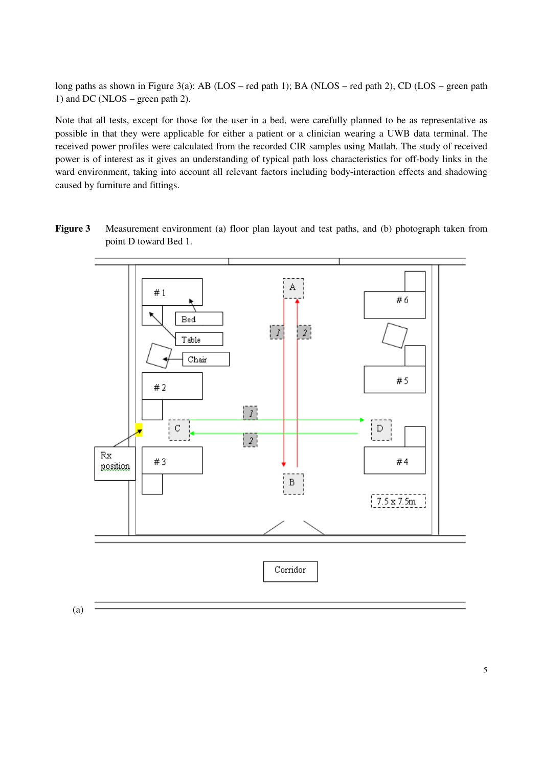long paths as shown in Figure 3(a): AB (LOS – red path 1); BA (NLOS – red path 2), CD (LOS – green path 1) and DC (NLOS – green path 2).

Note that all tests, except for those for the user in a bed, were carefully planned to be as representative as possible in that they were applicable for either a patient or a clinician wearing a UWB data terminal. The received power profiles were calculated from the recorded CIR samples using Matlab. The study of received power is of interest as it gives an understanding of typical path loss characteristics for off-body links in the ward environment, taking into account all relevant factors including body-interaction effects and shadowing caused by furniture and fittings.

**Figure 3** Measurement environment (a) floor plan layout and test paths, and (b) photograph taken from point D toward Bed 1.

(a)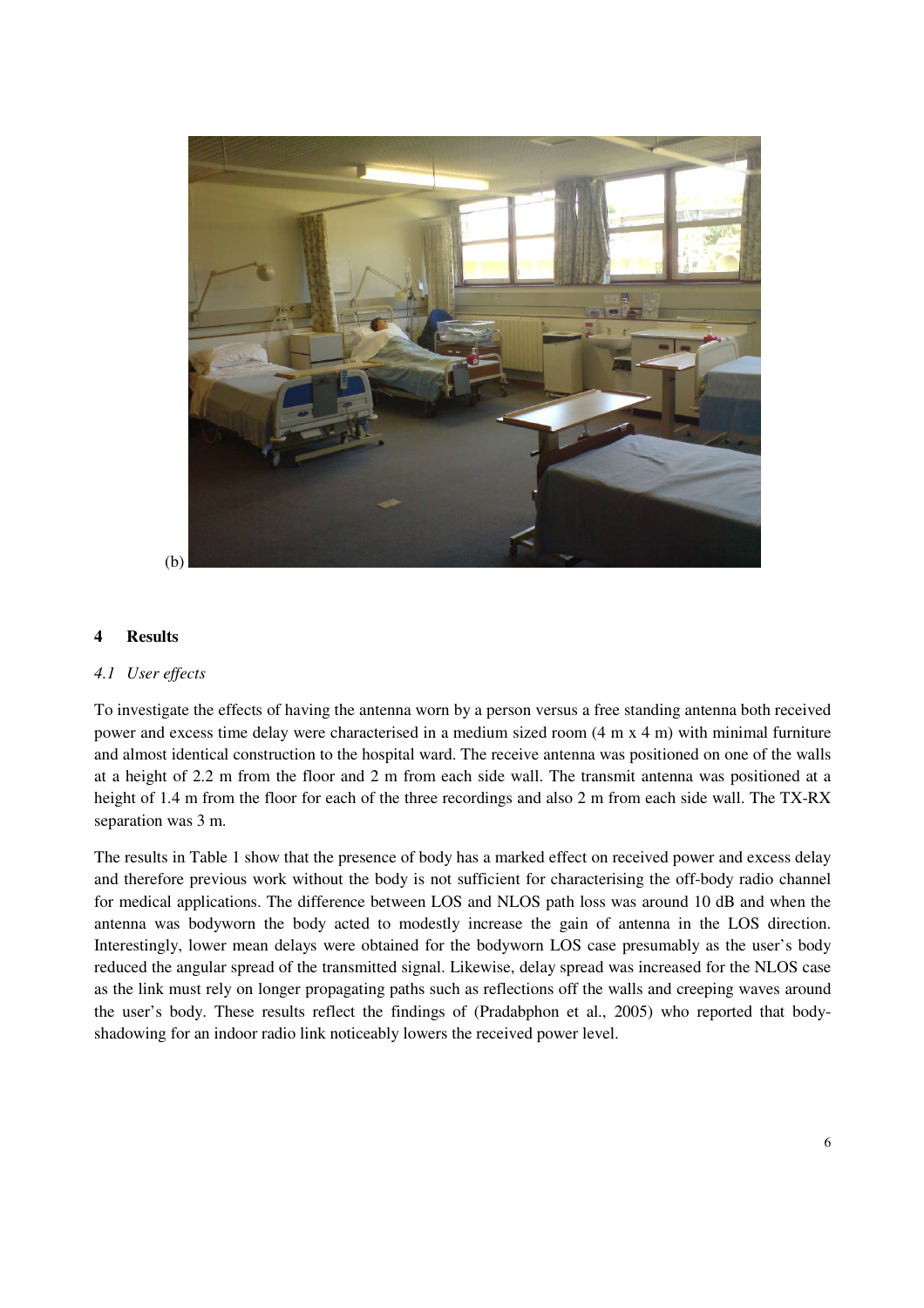(b)

## 4 Results

### *4.1 User effects*

To investigate the effects of having the antenna worn by a person versus a free standing antenna both received power and excess time delay were characterised in a medium sized room (4 m x 4 m) with minimal furniture and almost identical construction to the hospital ward. The receive antenna was positioned on one of the walls at a height of 2.2 m from the floor and 2 m from each side wall. The transmit antenna was positioned at a height of 1.4 m from the floor for each of the three recordings and also 2 m from each side wall. The TX-RX separation was 3 m.

The results in Table 1 show that the presence of body has a marked effect on received power and excess delay and therefore previous work without the body is not sufficient for characterising the off-body radio channel for medical applications. The difference between LOS and NLOS path loss was around 10 dB and when the antenna was bodyworn the body acted to modestly increase the gain of antenna in the LOS direction. Interestingly, lower mean delays were obtained for the bodyworn LOS case presumably as the user's body reduced the angular spread of the transmitted signal. Likewise, delay spread was increased for the NLOS case as the link must rely on longer propagating paths such as reflections off the walls and creeping waves around the user's body. These results reflect the findings of (Pradabphon et al., 2005) who reported that body-shadowing for an indoor radio link noticeably lowers the received power level.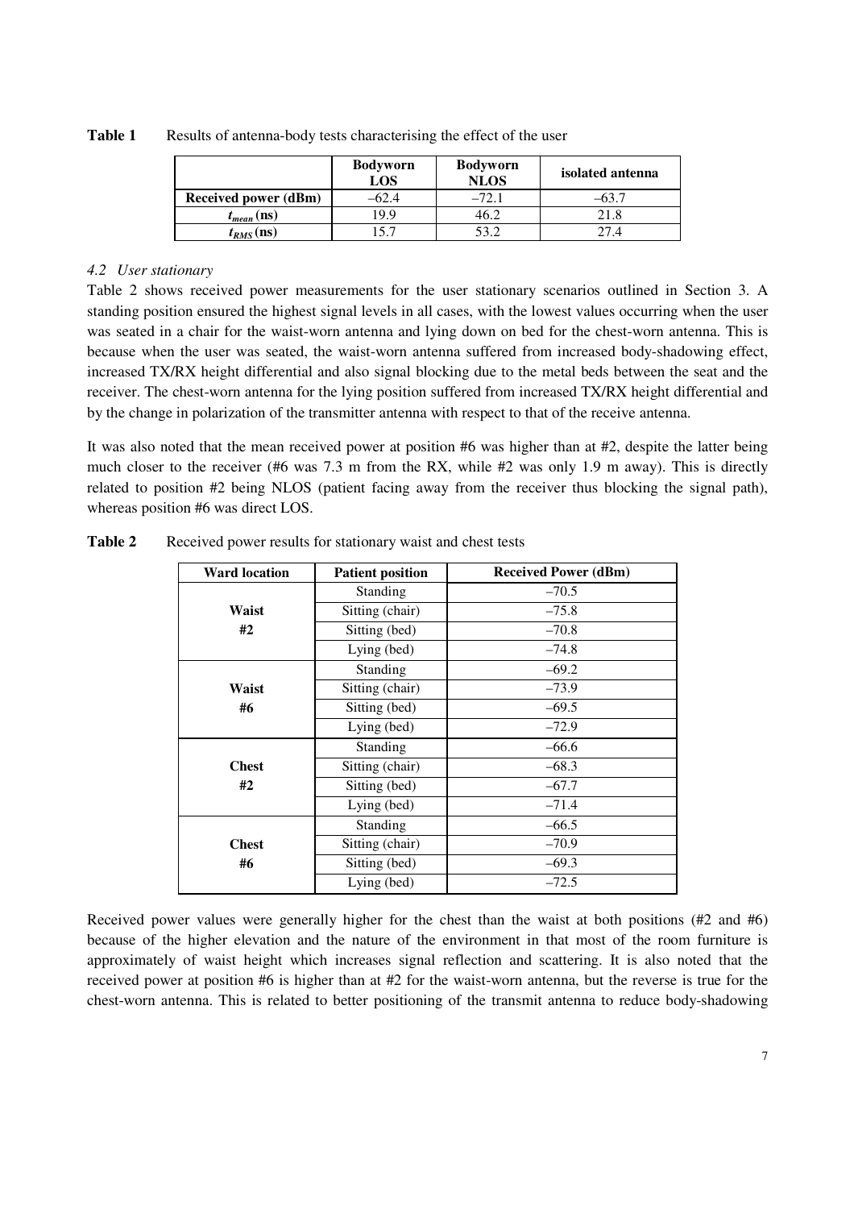**Table 1** Results of antenna-body tests characterising the effect of the user

| | Bodyworn LOS | Bodyworn NLOS | isolated antenna |
|---|---|---|---|
| **Received power (dBm)** | –62.4 | –72.1 | –63.7 |
| **$t_{mean}$ (ns)** | 19.9 | 46.2 | 21.8 |
| **$t_{RMS}$ (ns)** | 15.7 | 53.2 | 27.4 |

### *4.2 User stationary*

Table 2 shows received power measurements for the user stationary scenarios outlined in Section 3. A standing position ensured the highest signal levels in all cases, with the lowest values occurring when the user was seated in a chair for the waist-worn antenna and lying down on bed for the chest-worn antenna. This is because when the user was seated, the waist-worn antenna suffered from increased body-shadowing effect, increased TX/RX height differential and also signal blocking due to the metal beds between the seat and the receiver. The chest-worn antenna for the lying position suffered from increased TX/RX height differential and by the change in polarization of the transmitter antenna with respect to that of the receive antenna.

It was also noted that the mean received power at position #6 was higher than at #2, despite the latter being much closer to the receiver (#6 was 7.3 m from the RX, while #2 was only 1.9 m away). This is directly related to position #2 being NLOS (patient facing away from the receiver thus blocking the signal path), whereas position #6 was direct LOS.

**Table 2** Received power results for stationary waist and chest tests

| Ward location | Patient position | Received Power (dBm) |
|---|---|---|
| **Waist #2** | Standing | –70.5 |
| | Sitting (chair) | –75.8 |
| | Sitting (bed) | –70.8 |
| | Lying (bed) | –74.8 |
| **Waist #6** | Standing | –69.2 |
| | Sitting (chair) | –73.9 |
| | Sitting (bed) | –69.5 |
| | Lying (bed) | –72.9 |
| **Chest #2** | Standing | –66.6 |
| | Sitting (chair) | –68.3 |
| | Sitting (bed) | –67.7 |
| | Lying (bed) | –71.4 |
| **Chest #6** | Standing | –66.5 |
| | Sitting (chair) | –70.9 |
| | Sitting (bed) | –69.3 |
| | Lying (bed) | –72.5 |

Received power values were generally higher for the chest than the waist at both positions (#2 and #6) because of the higher elevation and the nature of the environment in that most of the room furniture is approximately of waist height which increases signal reflection and scattering. It is also noted that the received power at position #6 is higher than at #2 for the waist-worn antenna, but the reverse is true for the chest-worn antenna. This is related to better positioning of the transmit antenna to reduce body-shadowing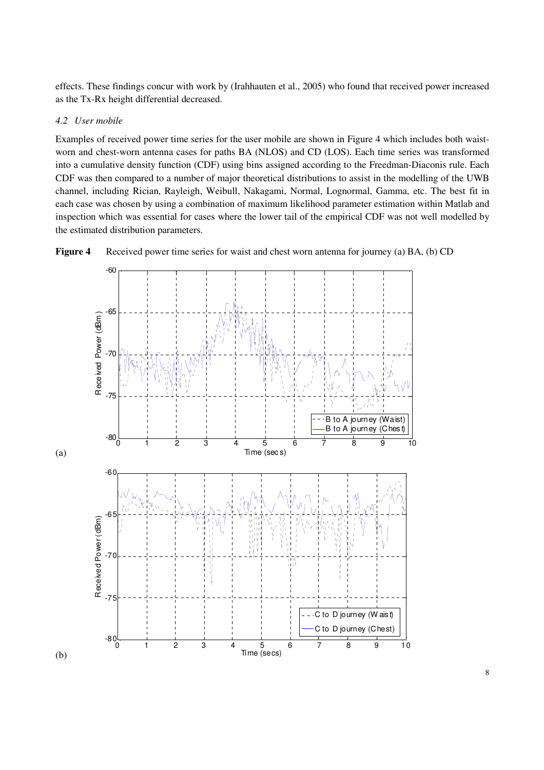effects. These findings concur with work by (Irahhauten et al., 2005) who found that received power increased as the Tx-Rx height differential decreased.

### *4.2 User mobile*

Examples of received power time series for the user mobile are shown in Figure 4 which includes both waist-worn and chest-worn antenna cases for paths BA (NLOS) and CD (LOS). Each time series was transformed into a cumulative density function (CDF) using bins assigned according to the Freedman-Diaconis rule. Each CDF was then compared to a number of major theoretical distributions to assist in the modelling of the UWB channel, including Rician, Rayleigh, Weibull, Nakagami, Normal, Lognormal, Gamma, etc. The best fit in each case was chosen by using a combination of maximum likelihood parameter estimation within Matlab and inspection which was essential for cases where the lower tail of the empirical CDF was not well modelled by the estimated distribution parameters.

**Figure 4** Received power time series for waist and chest worn antenna for journey (a) BA, (b) CD

(a)

(b)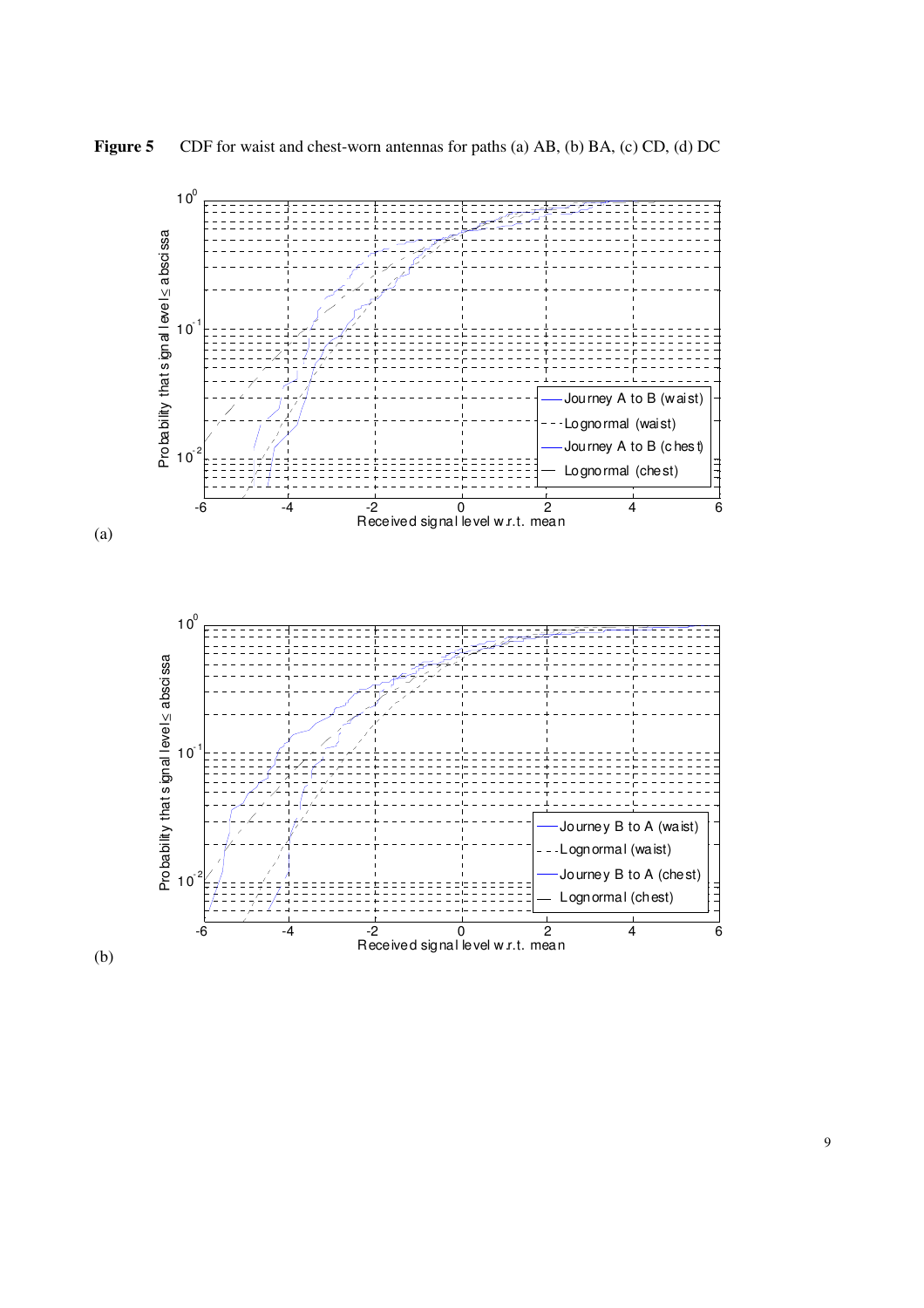**Figure 5** CDF for waist and chest-worn antennas for paths (a) AB, (b) BA, (c) CD, (d) DC

(a)

(b)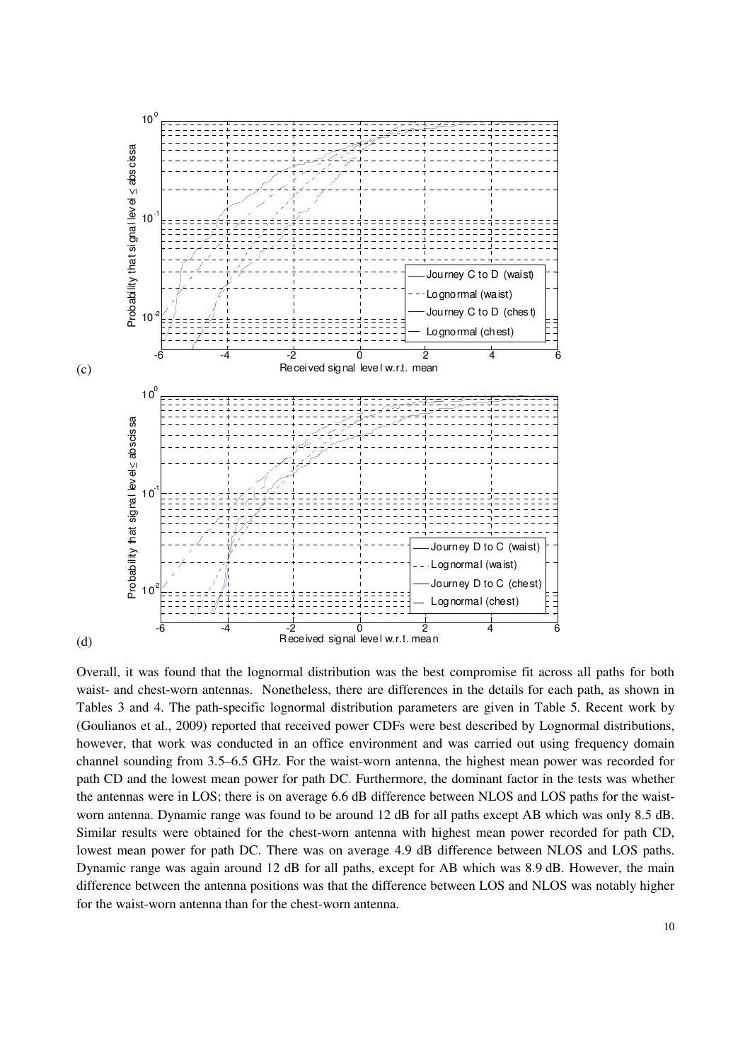(c)

(d)

Overall, it was found that the lognormal distribution was the best compromise fit across all paths for both waist- and chest-worn antennas. Nonetheless, there are differences in the details for each path, as shown in Tables 3 and 4. The path-specific lognormal distribution parameters are given in Table 5. Recent work by (Goulianos et al., 2009) reported that received power CDFs were best described by Lognormal distributions, however, that work was conducted in an office environment and was carried out using frequency domain channel sounding from 3.5–6.5 GHz. For the waist-worn antenna, the highest mean power was recorded for path CD and the lowest mean power for path DC. Furthermore, the dominant factor in the tests was whether the antennas were in LOS; there is on average 6.6 dB difference between NLOS and LOS paths for the waist-worn antenna. Dynamic range was found to be around 12 dB for all paths except AB which was only 8.5 dB. Similar results were obtained for the chest-worn antenna with highest mean power recorded for path CD, lowest mean power for path DC. There was on average 4.9 dB difference between NLOS and LOS paths. Dynamic range was again around 12 dB for all paths, except for AB which was 8.9 dB. However, the main difference between the antenna positions was that the difference between LOS and NLOS was notably higher for the waist-worn antenna than for the chest-worn antenna.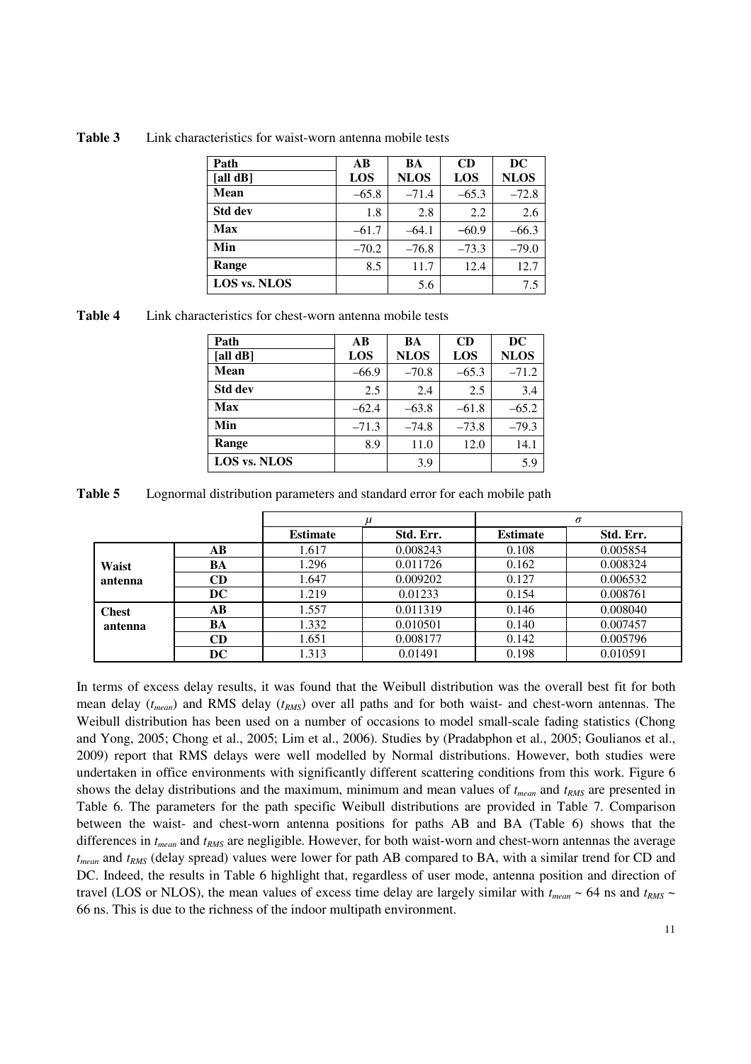**Table 3** Link characteristics for waist-worn antenna mobile tests

| Path [all dB] | AB LOS | BA NLOS | CD LOS | DC NLOS |
|---|---|---|---|---|
| **Mean** | –65.8 | –71.4 | –65.3 | –72.8 |
| **Std dev** | 1.8 | 2.8 | 2.2 | 2.6 |
| **Max** | –61.7 | –64.1 | –60.9 | –66.3 |
| **Min** | –70.2 | –76.8 | –73.3 | –79.0 |
| **Range** | 8.5 | 11.7 | 12.4 | 12.7 |
| **LOS vs. NLOS** | | 5.6 | | 7.5 |

**Table 4** Link characteristics for chest-worn antenna mobile tests

| Path [all dB] | AB LOS | BA NLOS | CD LOS | DC NLOS |
|---|---|---|---|---|
| **Mean** | –66.9 | –70.8 | –65.3 | –71.2 |
| **Std dev** | 2.5 | 2.4 | 2.5 | 3.4 |
| **Max** | –62.4 | –63.8 | –61.8 | –65.2 |
| **Min** | –71.3 | –74.8 | –73.8 | –79.3 |
| **Range** | 8.9 | 11.0 | 12.0 | 14.1 |
| **LOS vs. NLOS** | | 3.9 | | 5.9 |

**Table 5** Lognormal distribution parameters and standard error for each mobile path

| | | $\mu$ | | $\sigma$ | |
|---|---|---|---|---|---|
| | | **Estimate** | **Std. Err.** | **Estimate** | **Std. Err.** |
| **Waist antenna** | **AB** | 1.617 | 0.008243 | 0.108 | 0.005854 |
| | **BA** | 1.296 | 0.011726 | 0.162 | 0.008324 |
| | **CD** | 1.647 | 0.009202 | 0.127 | 0.006532 |
| | **DC** | 1.219 | 0.01233 | 0.154 | 0.008761 |
| **Chest antenna** | **AB** | 1.557 | 0.011319 | 0.146 | 0.008040 |
| | **BA** | 1.332 | 0.010501 | 0.140 | 0.007457 |
| | **CD** | 1.651 | 0.008177 | 0.142 | 0.005796 |
| | **DC** | 1.313 | 0.01491 | 0.198 | 0.010591 |

In terms of excess delay results, it was found that the Weibull distribution was the overall best fit for both mean delay ($t_{mean}$) and RMS delay ($t_{RMS}$) over all paths and for both waist- and chest-worn antennas. The Weibull distribution has been used on a number of occasions to model small-scale fading statistics (Chong and Yong, 2005; Chong et al., 2005; Lim et al., 2006). Studies by (Pradabphon et al., 2005; Goulianos et al., 2009) report that RMS delays were well modelled by Normal distributions. However, both studies were undertaken in office environments with significantly different scattering conditions from this work. Figure 6 shows the delay distributions and the maximum, minimum and mean values of $t_{mean}$ and $t_{RMS}$ are presented in Table 6. The parameters for the path specific Weibull distributions are provided in Table 7. Comparison between the waist- and chest-worn antenna positions for paths AB and BA (Table 6) shows that the differences in $t_{mean}$ and $t_{RMS}$ are negligible. However, for both waist-worn and chest-worn antennas the average $t_{mean}$ and $t_{RMS}$ (delay spread) values were lower for path AB compared to BA, with a similar trend for CD and DC. Indeed, the results in Table 6 highlight that, regardless of user mode, antenna position and direction of travel (LOS or NLOS), the mean values of excess time delay are largely similar with $t_{mean}$ ~ 64 ns and $t_{RMS}$ ~ 66 ns. This is due to the richness of the indoor multipath environment.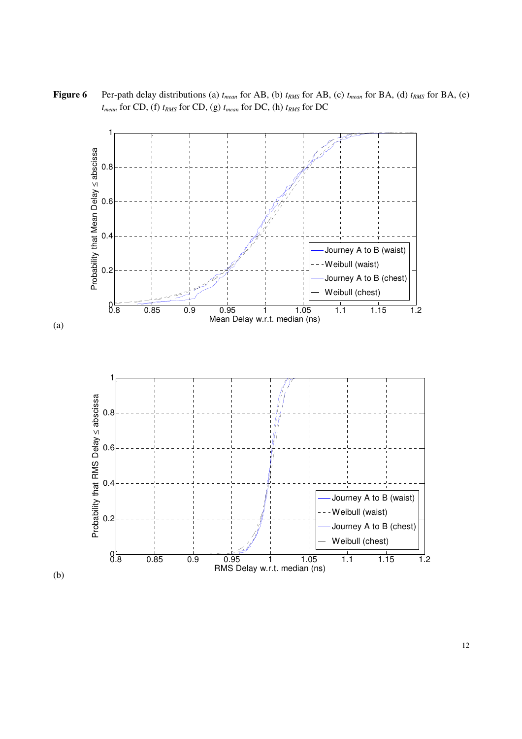**Figure 6** Per-path delay distributions (a) $t_{mean}$ for AB, (b) $t_{RMS}$ for AB, (c) $t_{mean}$ for BA, (d) $t_{RMS}$ for BA, (e) $t_{mean}$ for CD, (f) $t_{RMS}$ for CD, (g) $t_{mean}$ for DC, (h) $t_{RMS}$ for DC

(a)

(b)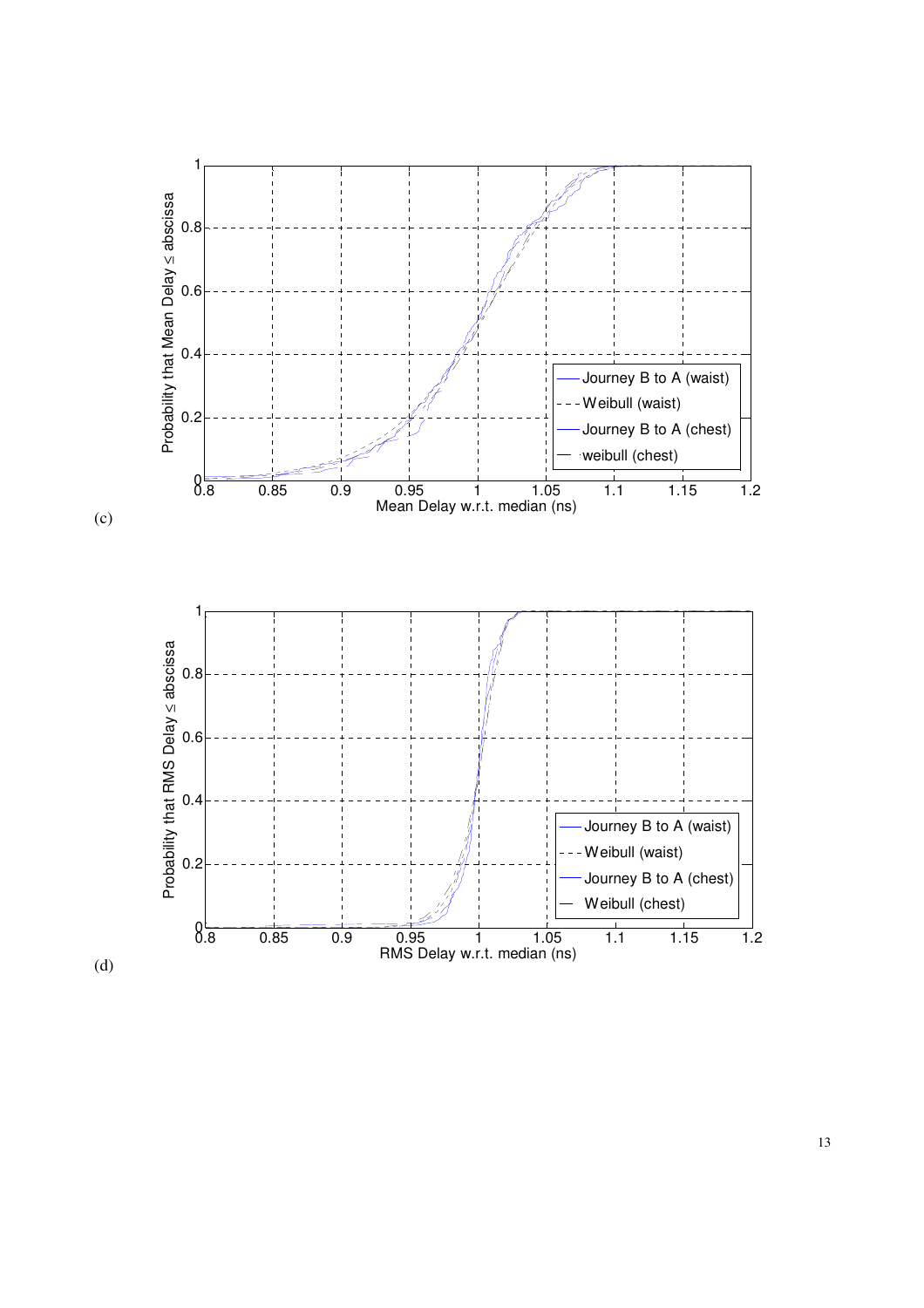Probability that Mean Delay ≤ abscissa

Mean Delay w.r.t. median (ns)

- Journey B to A (waist)
- Weibull (waist)
- Journey B to A (chest)
- weibull (chest)

(c)

Probability that RMS Delay ≤ abscissa

RMS Delay w.r.t. median (ns)

- Journey B to A (waist)
- Weibull (waist)
- Journey B to A (chest)
- Weibull (chest)

(d)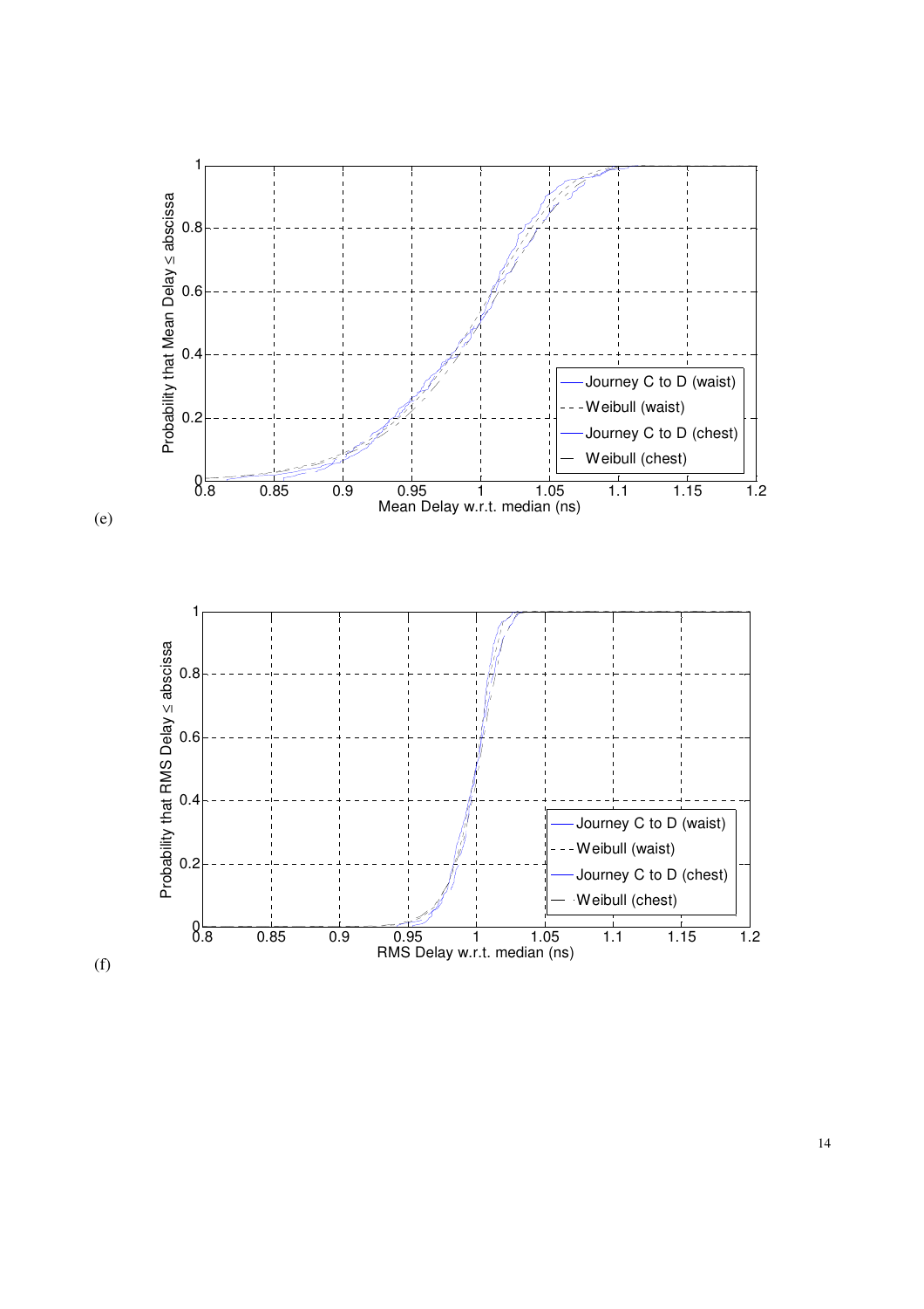(e)

(f)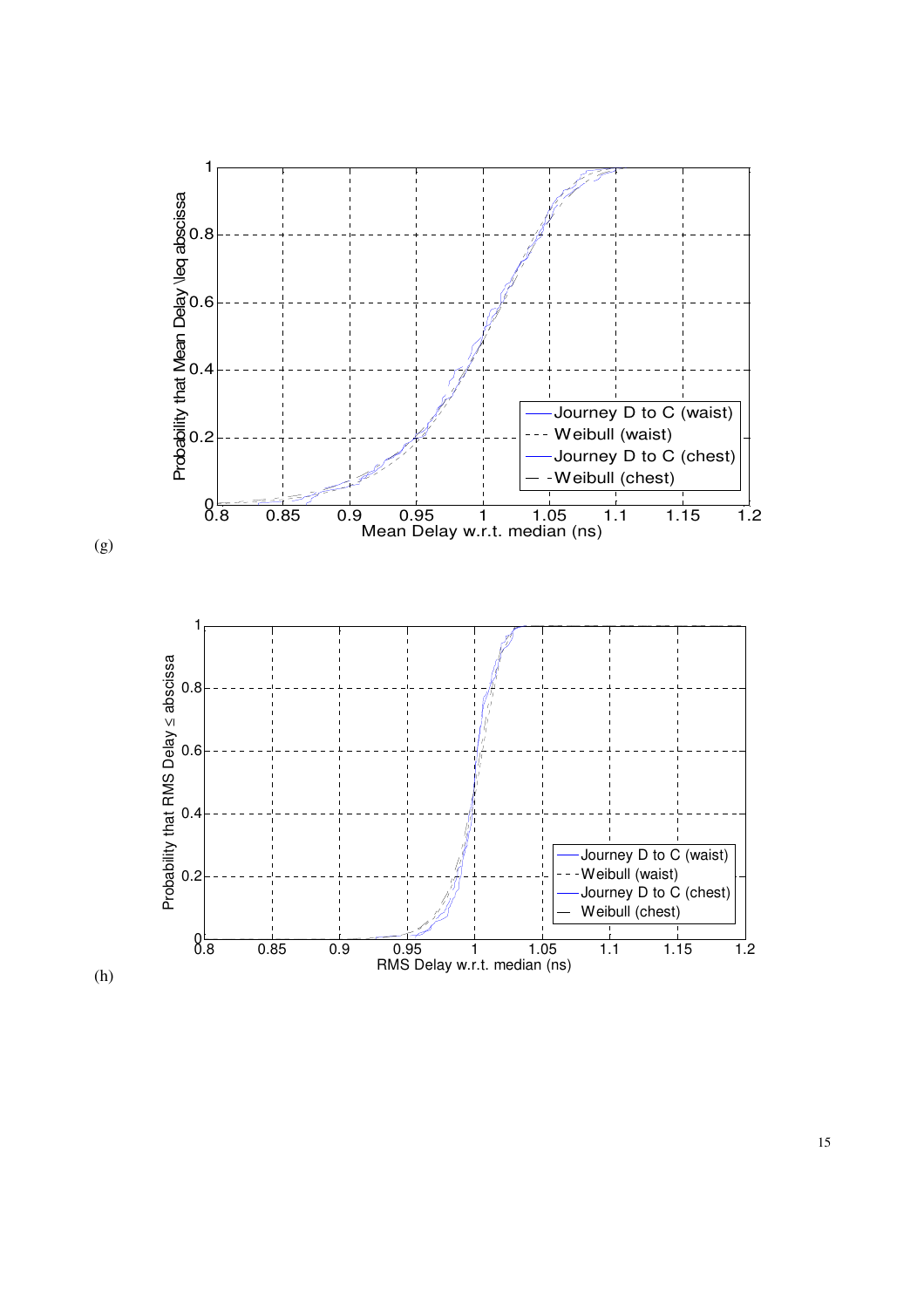(g)

(h)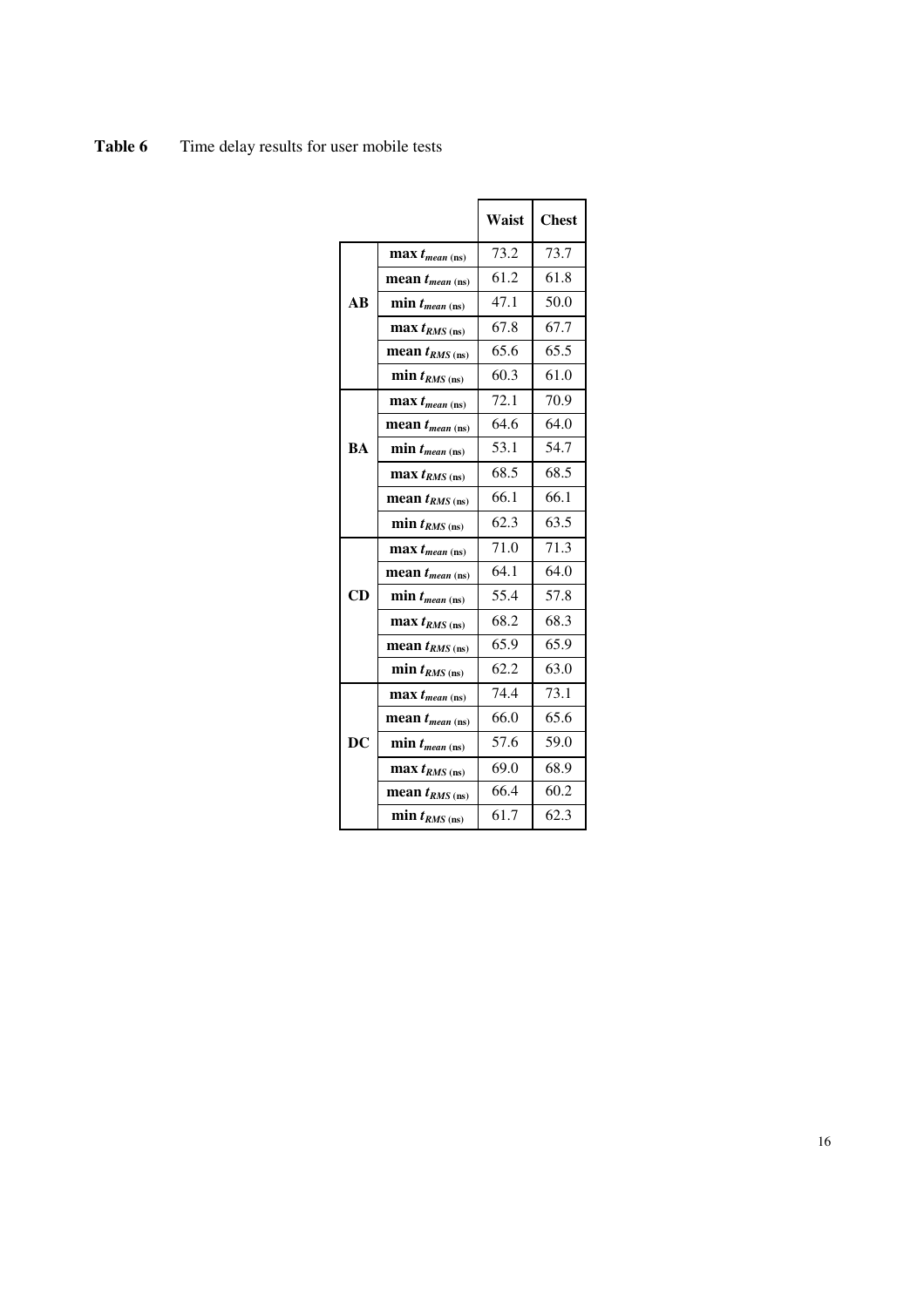**Table 6** Time delay results for user mobile tests

| | | Waist | Chest |
|---|---|---|---|
| **AB** | **max $t_{mean}$ (ns)** | 73.2 | 73.7 |
| | **mean $t_{mean}$ (ns)** | 61.2 | 61.8 |
| | **min $t_{mean}$ (ns)** | 47.1 | 50.0 |
| | **max $t_{RMS}$ (ns)** | 67.8 | 67.7 |
| | **mean $t_{RMS}$ (ns)** | 65.6 | 65.5 |
| | **min $t_{RMS}$ (ns)** | 60.3 | 61.0 |
| **BA** | **max $t_{mean}$ (ns)** | 72.1 | 70.9 |
| | **mean $t_{mean}$ (ns)** | 64.6 | 64.0 |
| | **min $t_{mean}$ (ns)** | 53.1 | 54.7 |
| | **max $t_{RMS}$ (ns)** | 68.5 | 68.5 |
| | **mean $t_{RMS}$ (ns)** | 66.1 | 66.1 |
| | **min $t_{RMS}$ (ns)** | 62.3 | 63.5 |
| **CD** | **max $t_{mean}$ (ns)** | 71.0 | 71.3 |
| | **mean $t_{mean}$ (ns)** | 64.1 | 64.0 |
| | **min $t_{mean}$ (ns)** | 55.4 | 57.8 |
| | **max $t_{RMS}$ (ns)** | 68.2 | 68.3 |
| | **mean $t_{RMS}$ (ns)** | 65.9 | 65.9 |
| | **min $t_{RMS}$ (ns)** | 62.2 | 63.0 |
| **DC** | **max $t_{mean}$ (ns)** | 74.4 | 73.1 |
| | **mean $t_{mean}$ (ns)** | 66.0 | 65.6 |
| | **min $t_{mean}$ (ns)** | 57.6 | 59.0 |
| | **max $t_{RMS}$ (ns)** | 69.0 | 68.9 |
| | **mean $t_{RMS}$ (ns)** | 66.4 | 60.2 |
| | **min $t_{RMS}$ (ns)** | 61.7 | 62.3 |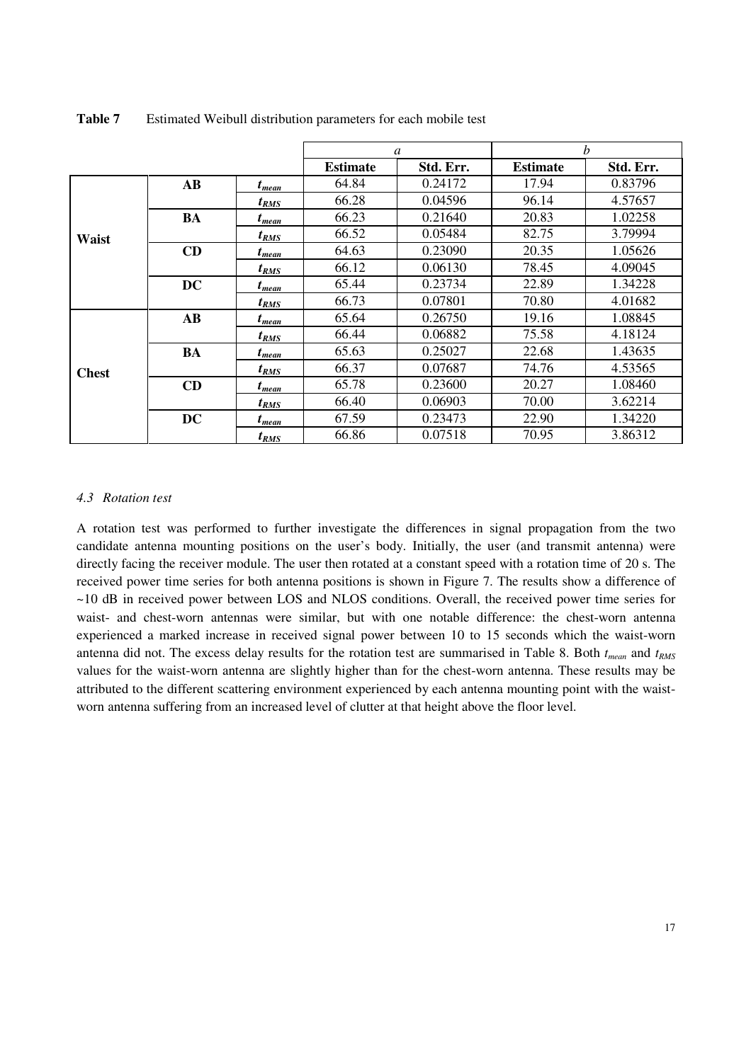**Table 7** Estimated Weibull distribution parameters for each mobile test

| | | | *a* | | *b* | |
|---|---|---|---|---|---|---|
| | | | **Estimate** | **Std. Err.** | **Estimate** | **Std. Err.** |
| **Waist** | **AB** | $t_{mean}$ | 64.84 | 0.24172 | 17.94 | 0.83796 |
| | | $t_{RMS}$ | 66.28 | 0.04596 | 96.14 | 4.57657 |
| | **BA** | $t_{mean}$ | 66.23 | 0.21640 | 20.83 | 1.02258 |
| | | $t_{RMS}$ | 66.52 | 0.05484 | 82.75 | 3.79994 |
| | **CD** | $t_{mean}$ | 64.63 | 0.23090 | 20.35 | 1.05626 |
| | | $t_{RMS}$ | 66.12 | 0.06130 | 78.45 | 4.09045 |
| | **DC** | $t_{mean}$ | 65.44 | 0.23734 | 22.89 | 1.34228 |
| | | $t_{RMS}$ | 66.73 | 0.07801 | 70.80 | 4.01682 |
| **Chest** | **AB** | $t_{mean}$ | 65.64 | 0.26750 | 19.16 | 1.08845 |
| | | $t_{RMS}$ | 66.44 | 0.06882 | 75.58 | 4.18124 |
| | **BA** | $t_{mean}$ | 65.63 | 0.25027 | 22.68 | 1.43635 |
| | | $t_{RMS}$ | 66.37 | 0.07687 | 74.76 | 4.53565 |
| | **CD** | $t_{mean}$ | 65.78 | 0.23600 | 20.27 | 1.08460 |
| | | $t_{RMS}$ | 66.40 | 0.06903 | 70.00 | 3.62214 |
| | **DC** | $t_{mean}$ | 67.59 | 0.23473 | 22.90 | 1.34220 |
| | | $t_{RMS}$ | 66.86 | 0.07518 | 70.95 | 3.86312 |

### *4.3 Rotation test*

A rotation test was performed to further investigate the differences in signal propagation from the two candidate antenna mounting positions on the user's body. Initially, the user (and transmit antenna) were directly facing the receiver module. The user then rotated at a constant speed with a rotation time of 20 s. The received power time series for both antenna positions is shown in Figure 7. The results show a difference of ~10 dB in received power between LOS and NLOS conditions. Overall, the received power time series for waist- and chest-worn antennas were similar, but with one notable difference: the chest-worn antenna experienced a marked increase in received signal power between 10 to 15 seconds which the waist-worn antenna did not. The excess delay results for the rotation test are summarised in Table 8. Both $t_{mean}$ and $t_{RMS}$ values for the waist-worn antenna are slightly higher than for the chest-worn antenna. These results may be attributed to the different scattering environment experienced by each antenna mounting point with the waist-worn antenna suffering from an increased level of clutter at that height above the floor level.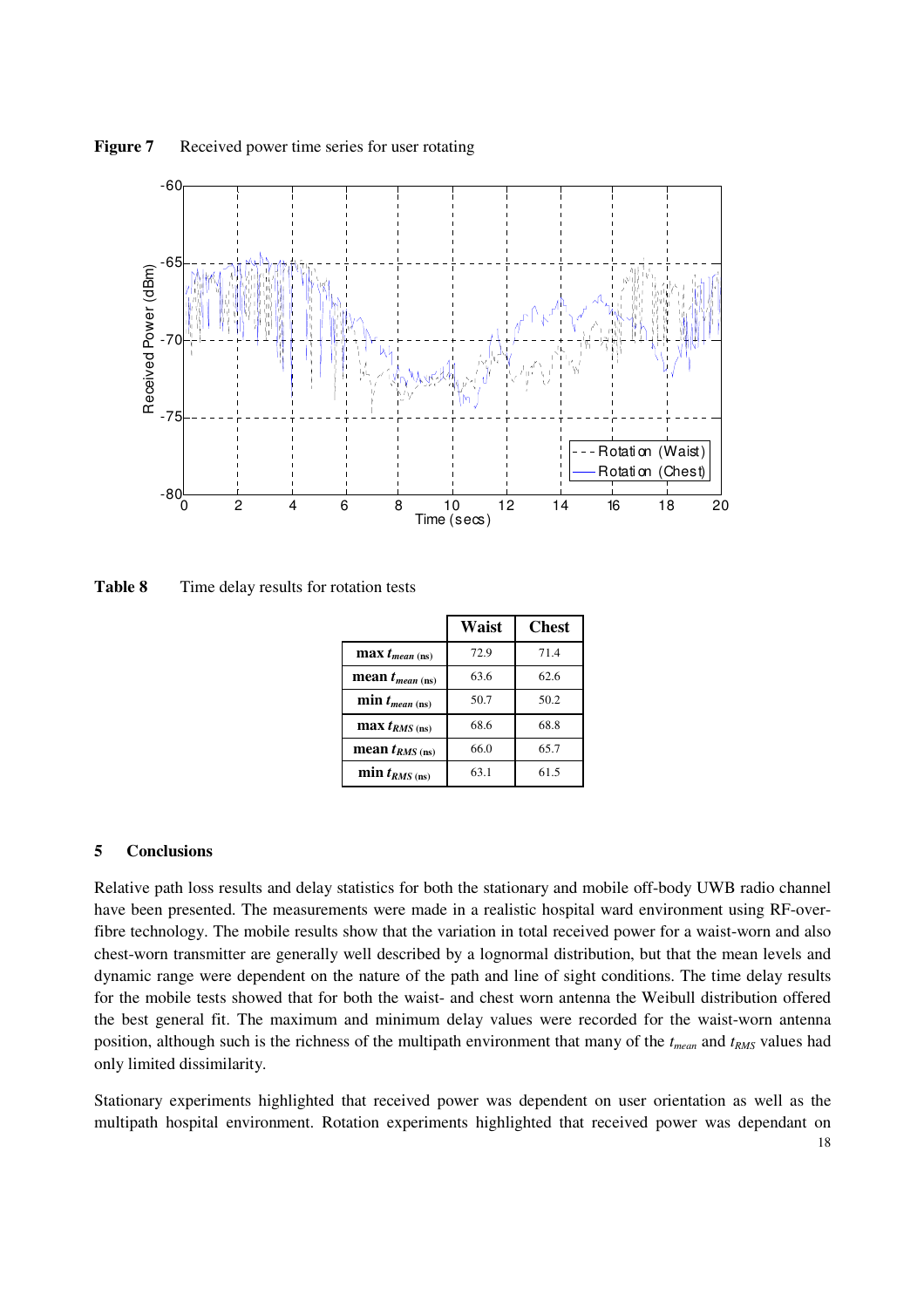**Figure 7** Received power time series for user rotating

**Table 8** Time delay results for rotation tests

| | Waist | Chest |
|---|---|---|
| **max** $t_{mean}$ **(ns)** | 72.9 | 71.4 |
| **mean** $t_{mean}$ **(ns)** | 63.6 | 62.6 |
| **min** $t_{mean}$ **(ns)** | 50.7 | 50.2 |
| **max** $t_{RMS}$ **(ns)** | 68.6 | 68.8 |
| **mean** $t_{RMS}$ **(ns)** | 66.0 | 65.7 |
| **min** $t_{RMS}$ **(ns)** | 63.1 | 61.5 |

## 5 Conclusions

Relative path loss results and delay statistics for both the stationary and mobile off-body UWB radio channel have been presented. The measurements were made in a realistic hospital ward environment using RF-over-fibre technology. The mobile results show that the variation in total received power for a waist-worn and also chest-worn transmitter are generally well described by a lognormal distribution, but that the mean levels and dynamic range were dependent on the nature of the path and line of sight conditions. The time delay results for the mobile tests showed that for both the waist- and chest worn antenna the Weibull distribution offered the best general fit. The maximum and minimum delay values were recorded for the waist-worn antenna position, although such is the richness of the multipath environment that many of the $t_{mean}$ and $t_{RMS}$ values had only limited dissimilarity.

Stationary experiments highlighted that received power was dependent on user orientation as well as the multipath hospital environment. Rotation experiments highlighted that received power was dependant on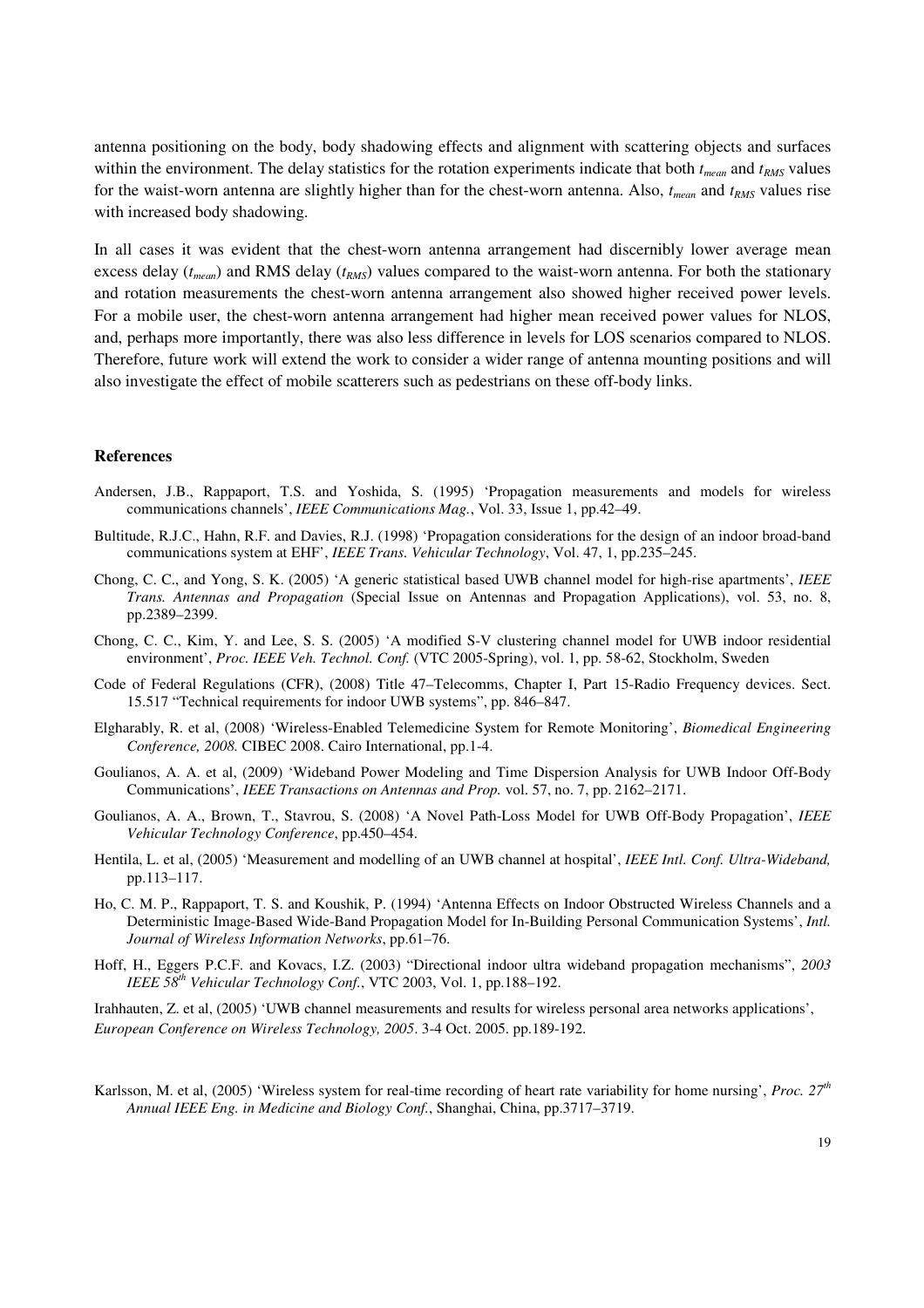antenna positioning on the body, body shadowing effects and alignment with scattering objects and surfaces within the environment. The delay statistics for the rotation experiments indicate that both $t_{mean}$ and $t_{RMS}$ values for the waist-worn antenna are slightly higher than for the chest-worn antenna. Also, $t_{mean}$ and $t_{RMS}$ values rise with increased body shadowing.

In all cases it was evident that the chest-worn antenna arrangement had discernibly lower average mean excess delay ($t_{mean}$) and RMS delay ($t_{RMS}$) values compared to the waist-worn antenna. For both the stationary and rotation measurements the chest-worn antenna arrangement also showed higher received power levels. For a mobile user, the chest-worn antenna arrangement had higher mean received power values for NLOS, and, perhaps more importantly, there was also less difference in levels for LOS scenarios compared to NLOS. Therefore, future work will extend the work to consider a wider range of antenna mounting positions and will also investigate the effect of mobile scatterers such as pedestrians on these off-body links.

### References

Andersen, J.B., Rappaport, T.S. and Yoshida, S. (1995) 'Propagation measurements and models for wireless communications channels', *IEEE Communications Mag.*, Vol. 33, Issue 1, pp.42–49.

Bultitude, R.J.C., Hahn, R.F. and Davies, R.J. (1998) 'Propagation considerations for the design of an indoor broad-band communications system at EHF', *IEEE Trans. Vehicular Technology*, Vol. 47, 1, pp.235–245.

Chong, C. C., and Yong, S. K. (2005) 'A generic statistical based UWB channel model for high-rise apartments', *IEEE Trans. Antennas and Propagation* (Special Issue on Antennas and Propagation Applications), vol. 53, no. 8, pp.2389–2399.

Chong, C. C., Kim, Y. and Lee, S. S. (2005) 'A modified S-V clustering channel model for UWB indoor residential environment', *Proc. IEEE Veh. Technol. Conf.* (VTC 2005-Spring), vol. 1, pp. 58-62, Stockholm, Sweden

Code of Federal Regulations (CFR), (2008) Title 47–Telecomms, Chapter I, Part 15-Radio Frequency devices. Sect. 15.517 "Technical requirements for indoor UWB systems", pp. 846–847.

Elgharably, R. et al, (2008) 'Wireless-Enabled Telemedicine System for Remote Monitoring', *Biomedical Engineering Conference, 2008.* CIBEC 2008. Cairo International, pp.1-4.

Goulianos, A. A. et al, (2009) 'Wideband Power Modeling and Time Dispersion Analysis for UWB Indoor Off-Body Communications', *IEEE Transactions on Antennas and Prop.* vol. 57, no. 7, pp. 2162–2171.

Goulianos, A. A., Brown, T., Stavrou, S. (2008) 'A Novel Path-Loss Model for UWB Off-Body Propagation', *IEEE Vehicular Technology Conference*, pp.450–454.

Hentila, L. et al, (2005) 'Measurement and modelling of an UWB channel at hospital', *IEEE Intl. Conf. Ultra-Wideband,* pp.113–117.

Ho, C. M. P., Rappaport, T. S. and Koushik, P. (1994) 'Antenna Effects on Indoor Obstructed Wireless Channels and a Deterministic Image-Based Wide-Band Propagation Model for In-Building Personal Communication Systems', *Intl. Journal of Wireless Information Networks*, pp.61–76.

Hoff, H., Eggers P.C.F. and Kovacs, I.Z. (2003) "Directional indoor ultra wideband propagation mechanisms", *2003 IEEE 58th Vehicular Technology Conf.*, VTC 2003, Vol. 1, pp.188–192.

Irahhauten, Z. et al, (2005) 'UWB channel measurements and results for wireless personal area networks applications', *European Conference on Wireless Technology, 2005*. 3-4 Oct. 2005. pp.189-192.

Karlsson, M. et al, (2005) 'Wireless system for real-time recording of heart rate variability for home nursing', *Proc. 27th Annual IEEE Eng. in Medicine and Biology Conf.*, Shanghai, China, pp.3717–3719.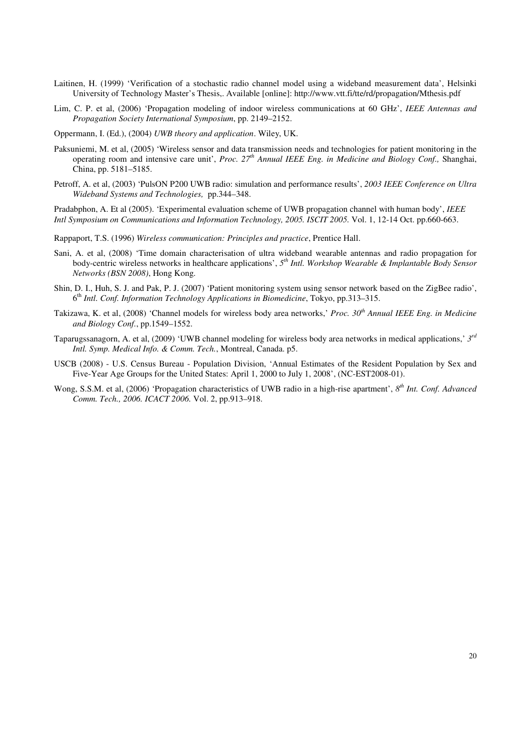Laitinen, H. (1999) 'Verification of a stochastic radio channel model using a wideband measurement data', Helsinki University of Technology Master's Thesis,. Available [online]: http://www.vtt.fi/tte/rd/propagation/Mthesis.pdf

Lim, C. P. et al, (2006) 'Propagation modeling of indoor wireless communications at 60 GHz', *IEEE Antennas and Propagation Society International Symposium*, pp. 2149–2152.

Oppermann, I. (Ed.), (2004) *UWB theory and application*. Wiley, UK.

Paksuniemi, M. et al, (2005) 'Wireless sensor and data transmission needs and technologies for patient monitoring in the operating room and intensive care unit', *Proc. 27th Annual IEEE Eng. in Medicine and Biology Conf.,* Shanghai, China, pp. 5181–5185.

Petroff, A. et al, (2003) 'PulsON P200 UWB radio: simulation and performance results', *2003 IEEE Conference on Ultra Wideband Systems and Technologies,* pp.344–348.

Pradabphon, A. Et al (2005). 'Experimental evaluation scheme of UWB propagation channel with human body', *IEEE Intl Symposium on Communications and Information Technology, 2005. ISCIT 2005.* Vol. 1, 12-14 Oct. pp.660-663.

Rappaport, T.S. (1996) *Wireless communication: Principles and practice*, Prentice Hall.

Sani, A. et al, (2008) 'Time domain characterisation of ultra wideband wearable antennas and radio propagation for body-centric wireless networks in healthcare applications', *5th Intl. Workshop Wearable & Implantable Body Sensor Networks (BSN 2008)*, Hong Kong.

Shin, D. I., Huh, S. J. and Pak, P. J. (2007) 'Patient monitoring system using sensor network based on the ZigBee radio', 6th *Intl. Conf. Information Technology Applications in Biomedicine*, Tokyo, pp.313–315.

Takizawa, K. et al, (2008) 'Channel models for wireless body area networks,' *Proc. 30th Annual IEEE Eng. in Medicine and Biology Conf.*, pp.1549–1552.

Taparugssanagorn, A. et al, (2009) 'UWB channel modeling for wireless body area networks in medical applications,' *3rd Intl. Symp. Medical Info. & Comm. Tech.*, Montreal, Canada. p5.

USCB (2008) - U.S. Census Bureau - Population Division, 'Annual Estimates of the Resident Population by Sex and Five-Year Age Groups for the United States: April 1, 2000 to July 1, 2008', (NC-EST2008-01).

Wong, S.S.M. et al, (2006) 'Propagation characteristics of UWB radio in a high-rise apartment', *8th Int. Conf. Advanced Comm. Tech., 2006. ICACT 2006.* Vol. 2, pp.913–918.